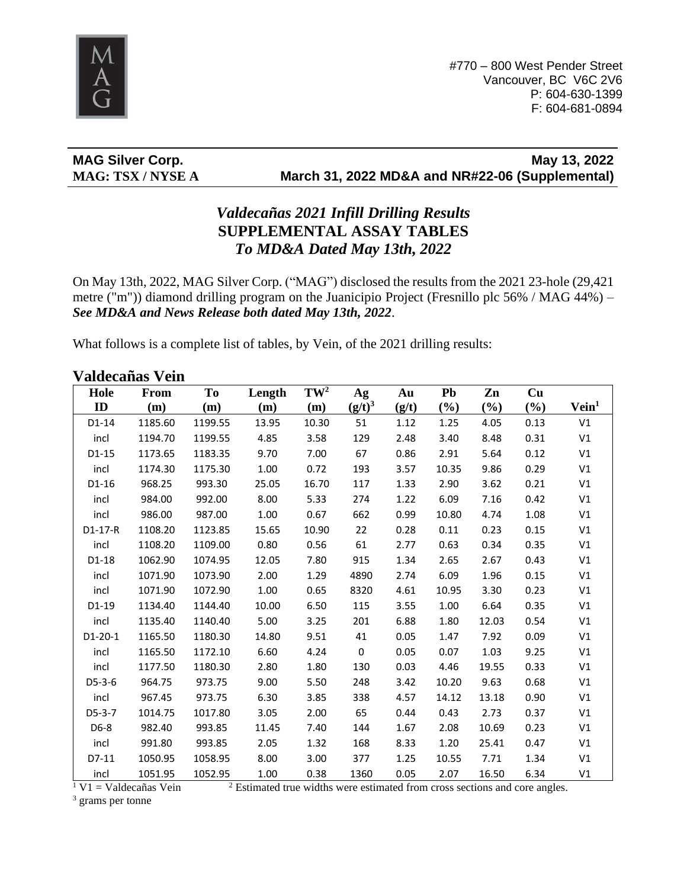#770 – 800 West Pender Street
Vancouver, BC V6C 2V6
P: 604-630-1399
F: 604-681-0894

**MAG Silver Corp.** **May 13, 2022**
**MAG: TSX / NYSE A** **March 31, 2022 MD&A and NR#22-06 (Supplemental)**

# *Valdecañas 2021 Infill Drilling Results*
# SUPPLEMENTAL ASSAY TABLES
# *To MD&A Dated May 13th, 2022*

On May 13th, 2022, MAG Silver Corp. ("MAG") disclosed the results from the 2021 23-hole (29,421 metre ("m")) diamond drilling program on the Juanicipio Project (Fresnillo plc 56% / MAG 44%) – ***See MD&A and News Release both dated May 13th, 2022***.

What follows is a complete list of tables, by Vein, of the 2021 drilling results:

## Valdecañas Vein

| Hole ID | From (m) | To (m) | Length (m) | TW[2] (m) | Ag (g/t)[3] | Au (g/t) | Pb (%) | Zn (%) | Cu (%) | Vein[1] |
|---|---|---|---|---|---|---|---|---|---|---|
| D1-14 | 1185.60 | 1199.55 | 13.95 | 10.30 | 51 | 1.12 | 1.25 | 4.05 | 0.13 | V1 |
| incl | 1194.70 | 1199.55 | 4.85 | 3.58 | 129 | 2.48 | 3.40 | 8.48 | 0.31 | V1 |
| D1-15 | 1173.65 | 1183.35 | 9.70 | 7.00 | 67 | 0.86 | 2.91 | 5.64 | 0.12 | V1 |
| incl | 1174.30 | 1175.30 | 1.00 | 0.72 | 193 | 3.57 | 10.35 | 9.86 | 0.29 | V1 |
| D1-16 | 968.25 | 993.30 | 25.05 | 16.70 | 117 | 1.33 | 2.90 | 3.62 | 0.21 | V1 |
| incl | 984.00 | 992.00 | 8.00 | 5.33 | 274 | 1.22 | 6.09 | 7.16 | 0.42 | V1 |
| incl | 986.00 | 987.00 | 1.00 | 0.67 | 662 | 0.99 | 10.80 | 4.74 | 1.08 | V1 |
| D1-17-R | 1108.20 | 1123.85 | 15.65 | 10.90 | 22 | 0.28 | 0.11 | 0.23 | 0.15 | V1 |
| incl | 1108.20 | 1109.00 | 0.80 | 0.56 | 61 | 2.77 | 0.63 | 0.34 | 0.35 | V1 |
| D1-18 | 1062.90 | 1074.95 | 12.05 | 7.80 | 915 | 1.34 | 2.65 | 2.67 | 0.43 | V1 |
| incl | 1071.90 | 1073.90 | 2.00 | 1.29 | 4890 | 2.74 | 6.09 | 1.96 | 0.15 | V1 |
| incl | 1071.90 | 1072.90 | 1.00 | 0.65 | 8320 | 4.61 | 10.95 | 3.30 | 0.23 | V1 |
| D1-19 | 1134.40 | 1144.40 | 10.00 | 6.50 | 115 | 3.55 | 1.00 | 6.64 | 0.35 | V1 |
| incl | 1135.40 | 1140.40 | 5.00 | 3.25 | 201 | 6.88 | 1.80 | 12.03 | 0.54 | V1 |
| D1-20-1 | 1165.50 | 1180.30 | 14.80 | 9.51 | 41 | 0.05 | 1.47 | 7.92 | 0.09 | V1 |
| incl | 1165.50 | 1172.10 | 6.60 | 4.24 | 0 | 0.05 | 0.07 | 1.03 | 9.25 | V1 |
| incl | 1177.50 | 1180.30 | 2.80 | 1.80 | 130 | 0.03 | 4.46 | 19.55 | 0.33 | V1 |
| D5-3-6 | 964.75 | 973.75 | 9.00 | 5.50 | 248 | 3.42 | 10.20 | 9.63 | 0.68 | V1 |
| incl | 967.45 | 973.75 | 6.30 | 3.85 | 338 | 4.57 | 14.12 | 13.18 | 0.90 | V1 |
| D5-3-7 | 1014.75 | 1017.80 | 3.05 | 2.00 | 65 | 0.44 | 0.43 | 2.73 | 0.37 | V1 |
| D6-8 | 982.40 | 993.85 | 11.45 | 7.40 | 144 | 1.67 | 2.08 | 10.69 | 0.23 | V1 |
| incl | 991.80 | 993.85 | 2.05 | 1.32 | 168 | 8.33 | 1.20 | 25.41 | 0.47 | V1 |
| D7-11 | 1050.95 | 1058.95 | 8.00 | 3.00 | 377 | 1.25 | 10.55 | 7.71 | 1.34 | V1 |
| incl | 1051.95 | 1052.95 | 1.00 | 0.38 | 1360 | 0.05 | 2.07 | 16.50 | 6.34 | V1 |

[1] V1 = Valdecañas Vein [2] Estimated true widths were estimated from cross sections and core angles.
[3] grams per tonne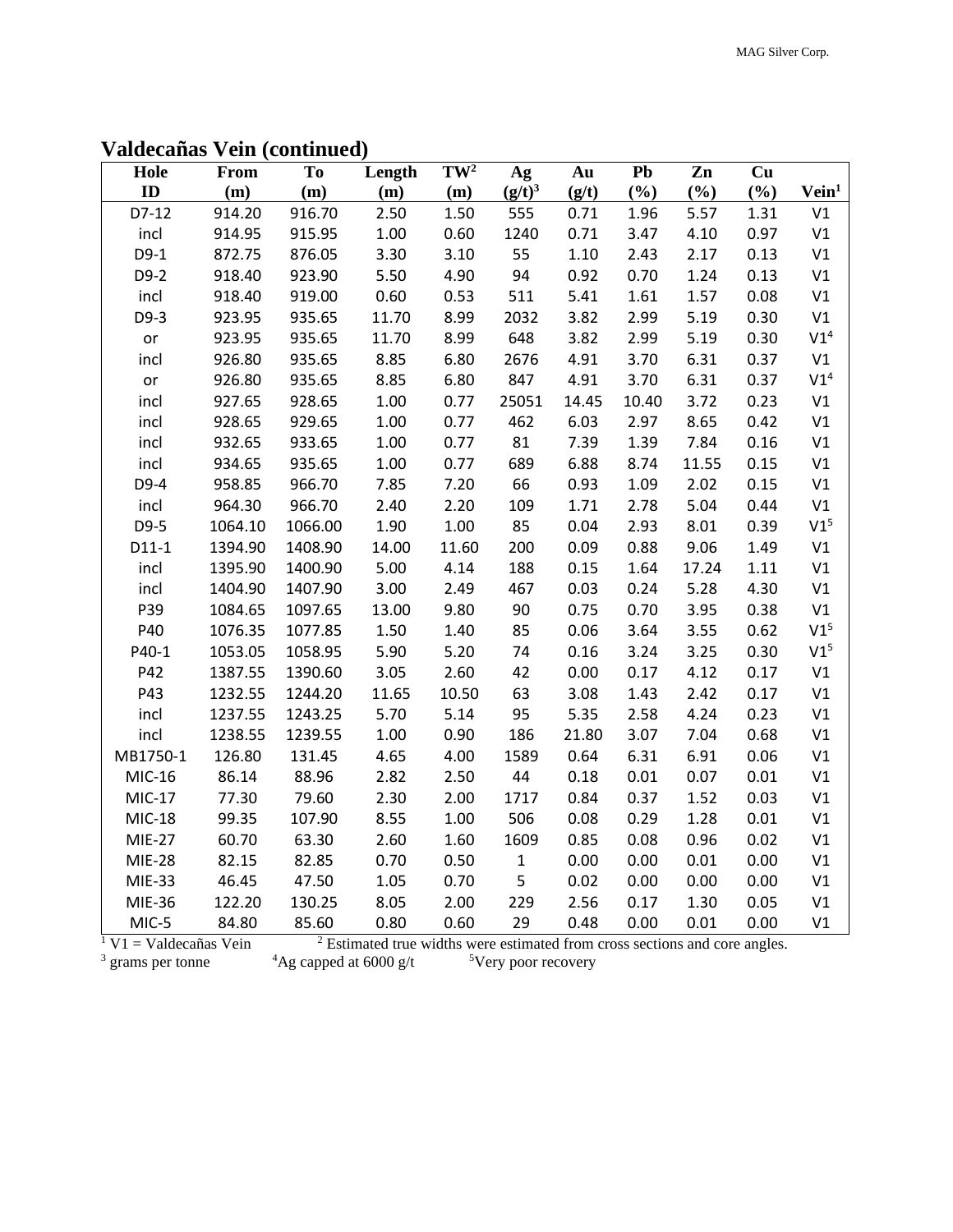## Valdecañas Vein (continued)

| Hole ID | From (m) | To (m) | Length (m) | TW[2] (m) | Ag (g/t)[3] | Au (g/t) | Pb (%) | Zn (%) | Cu (%) | Vein[1] |
|---|---|---|---|---|---|---|---|---|---|---|
| D7-12 | 914.20 | 916.70 | 2.50 | 1.50 | 555 | 0.71 | 1.96 | 5.57 | 1.31 | V1 |
| incl | 914.95 | 915.95 | 1.00 | 0.60 | 1240 | 0.71 | 3.47 | 4.10 | 0.97 | V1 |
| D9-1 | 872.75 | 876.05 | 3.30 | 3.10 | 55 | 1.10 | 2.43 | 2.17 | 0.13 | V1 |
| D9-2 | 918.40 | 923.90 | 5.50 | 4.90 | 94 | 0.92 | 0.70 | 1.24 | 0.13 | V1 |
| incl | 918.40 | 919.00 | 0.60 | 0.53 | 511 | 5.41 | 1.61 | 1.57 | 0.08 | V1 |
| D9-3 | 923.95 | 935.65 | 11.70 | 8.99 | 2032 | 3.82 | 2.99 | 5.19 | 0.30 | V1 |
| or | 923.95 | 935.65 | 11.70 | 8.99 | 648 | 3.82 | 2.99 | 5.19 | 0.30 | V1[4] |
| incl | 926.80 | 935.65 | 8.85 | 6.80 | 2676 | 4.91 | 3.70 | 6.31 | 0.37 | V1 |
| or | 926.80 | 935.65 | 8.85 | 6.80 | 847 | 4.91 | 3.70 | 6.31 | 0.37 | V1[4] |
| incl | 927.65 | 928.65 | 1.00 | 0.77 | 25051 | 14.45 | 10.40 | 3.72 | 0.23 | V1 |
| incl | 928.65 | 929.65 | 1.00 | 0.77 | 462 | 6.03 | 2.97 | 8.65 | 0.42 | V1 |
| incl | 932.65 | 933.65 | 1.00 | 0.77 | 81 | 7.39 | 1.39 | 7.84 | 0.16 | V1 |
| incl | 934.65 | 935.65 | 1.00 | 0.77 | 689 | 6.88 | 8.74 | 11.55 | 0.15 | V1 |
| D9-4 | 958.85 | 966.70 | 7.85 | 7.20 | 66 | 0.93 | 1.09 | 2.02 | 0.15 | V1 |
| incl | 964.30 | 966.70 | 2.40 | 2.20 | 109 | 1.71 | 2.78 | 5.04 | 0.44 | V1 |
| D9-5 | 1064.10 | 1066.00 | 1.90 | 1.00 | 85 | 0.04 | 2.93 | 8.01 | 0.39 | V1[5] |
| D11-1 | 1394.90 | 1408.90 | 14.00 | 11.60 | 200 | 0.09 | 0.88 | 9.06 | 1.49 | V1 |
| incl | 1395.90 | 1400.90 | 5.00 | 4.14 | 188 | 0.15 | 1.64 | 17.24 | 1.11 | V1 |
| incl | 1404.90 | 1407.90 | 3.00 | 2.49 | 467 | 0.03 | 0.24 | 5.28 | 4.30 | V1 |
| P39 | 1084.65 | 1097.65 | 13.00 | 9.80 | 90 | 0.75 | 0.70 | 3.95 | 0.38 | V1 |
| P40 | 1076.35 | 1077.85 | 1.50 | 1.40 | 85 | 0.06 | 3.64 | 3.55 | 0.62 | V1[5] |
| P40-1 | 1053.05 | 1058.95 | 5.90 | 5.20 | 74 | 0.16 | 3.24 | 3.25 | 0.30 | V1[5] |
| P42 | 1387.55 | 1390.60 | 3.05 | 2.60 | 42 | 0.00 | 0.17 | 4.12 | 0.17 | V1 |
| P43 | 1232.55 | 1244.20 | 11.65 | 10.50 | 63 | 3.08 | 1.43 | 2.42 | 0.17 | V1 |
| incl | 1237.55 | 1243.25 | 5.70 | 5.14 | 95 | 5.35 | 2.58 | 4.24 | 0.23 | V1 |
| incl | 1238.55 | 1239.55 | 1.00 | 0.90 | 186 | 21.80 | 3.07 | 7.04 | 0.68 | V1 |
| MB1750-1 | 126.80 | 131.45 | 4.65 | 4.00 | 1589 | 0.64 | 6.31 | 6.91 | 0.06 | V1 |
| MIC-16 | 86.14 | 88.96 | 2.82 | 2.50 | 44 | 0.18 | 0.01 | 0.07 | 0.01 | V1 |
| MIC-17 | 77.30 | 79.60 | 2.30 | 2.00 | 1717 | 0.84 | 0.37 | 1.52 | 0.03 | V1 |
| MIC-18 | 99.35 | 107.90 | 8.55 | 1.00 | 506 | 0.08 | 0.29 | 1.28 | 0.01 | V1 |
| MIE-27 | 60.70 | 63.30 | 2.60 | 1.60 | 1609 | 0.85 | 0.08 | 0.96 | 0.02 | V1 |
| MIE-28 | 82.15 | 82.85 | 0.70 | 0.50 | 1 | 0.00 | 0.00 | 0.01 | 0.00 | V1 |
| MIE-33 | 46.45 | 47.50 | 1.05 | 0.70 | 5 | 0.02 | 0.00 | 0.00 | 0.00 | V1 |
| MIE-36 | 122.20 | 130.25 | 8.05 | 2.00 | 229 | 2.56 | 0.17 | 1.30 | 0.05 | V1 |
| MIC-5 | 84.80 | 85.60 | 0.80 | 0.60 | 29 | 0.48 | 0.00 | 0.01 | 0.00 | V1 |

[1] V1 = Valdecañas Vein [2] Estimated true widths were estimated from cross sections and core angles.
[3] grams per tonne [4] Ag capped at 6000 g/t [5] Very poor recovery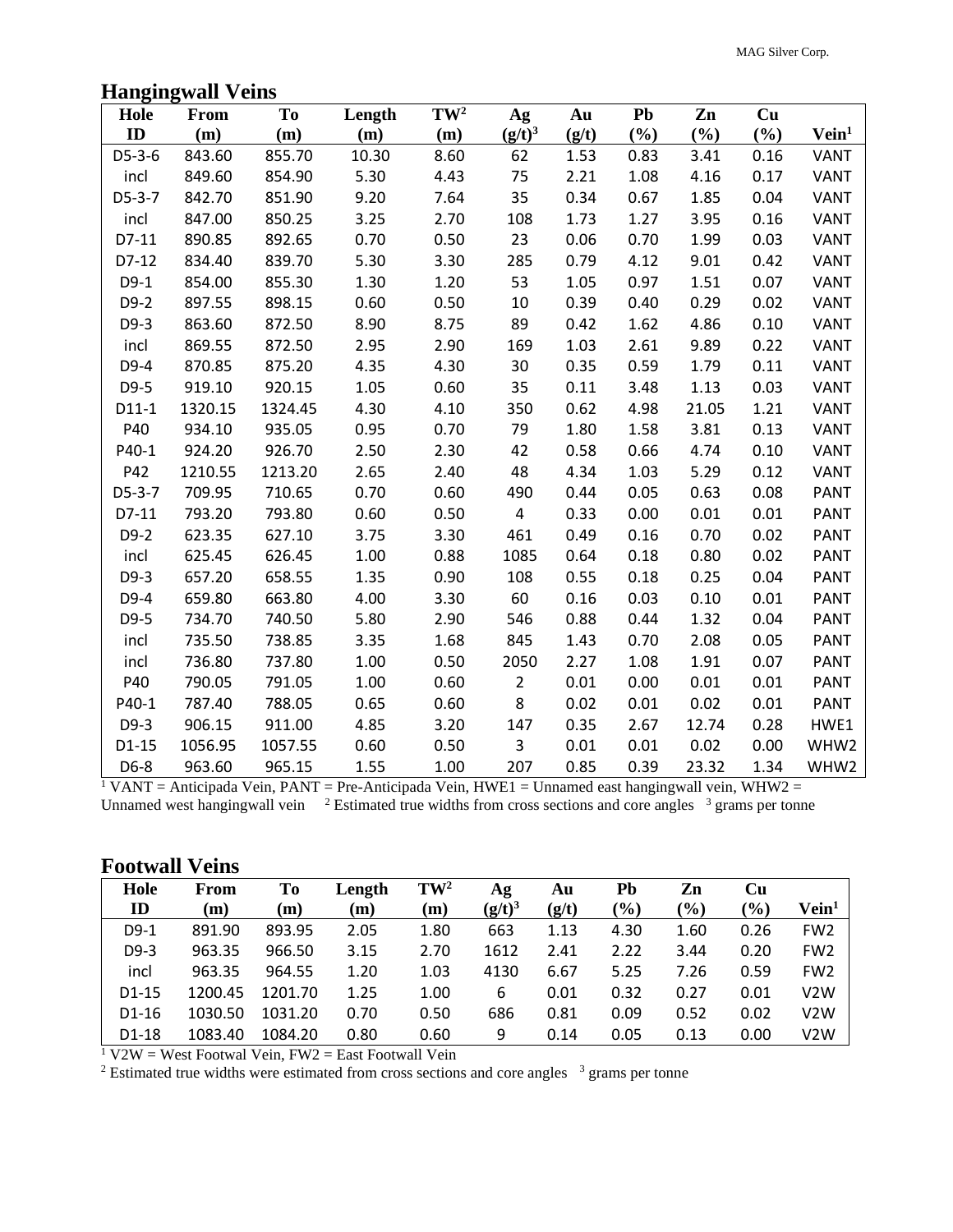## Hangingwall Veins

| Hole ID | From (m) | To (m) | Length (m) | TW[2] (m) | Ag (g/t)[3] | Au (g/t) | Pb (%) | Zn (%) | Cu (%) | Vein[1] |
|---|---|---|---|---|---|---|---|---|---|---|
| D5-3-6 | 843.60 | 855.70 | 10.30 | 8.60 | 62 | 1.53 | 0.83 | 3.41 | 0.16 | VANT |
| incl | 849.60 | 854.90 | 5.30 | 4.43 | 75 | 2.21 | 1.08 | 4.16 | 0.17 | VANT |
| D5-3-7 | 842.70 | 851.90 | 9.20 | 7.64 | 35 | 0.34 | 0.67 | 1.85 | 0.04 | VANT |
| incl | 847.00 | 850.25 | 3.25 | 2.70 | 108 | 1.73 | 1.27 | 3.95 | 0.16 | VANT |
| D7-11 | 890.85 | 892.65 | 0.70 | 0.50 | 23 | 0.06 | 0.70 | 1.99 | 0.03 | VANT |
| D7-12 | 834.40 | 839.70 | 5.30 | 3.30 | 285 | 0.79 | 4.12 | 9.01 | 0.42 | VANT |
| D9-1 | 854.00 | 855.30 | 1.30 | 1.20 | 53 | 1.05 | 0.97 | 1.51 | 0.07 | VANT |
| D9-2 | 897.55 | 898.15 | 0.60 | 0.50 | 10 | 0.39 | 0.40 | 0.29 | 0.02 | VANT |
| D9-3 | 863.60 | 872.50 | 8.90 | 8.75 | 89 | 0.42 | 1.62 | 4.86 | 0.10 | VANT |
| incl | 869.55 | 872.50 | 2.95 | 2.90 | 169 | 1.03 | 2.61 | 9.89 | 0.22 | VANT |
| D9-4 | 870.85 | 875.20 | 4.35 | 4.30 | 30 | 0.35 | 0.59 | 1.79 | 0.11 | VANT |
| D9-5 | 919.10 | 920.15 | 1.05 | 0.60 | 35 | 0.11 | 3.48 | 1.13 | 0.03 | VANT |
| D11-1 | 1320.15 | 1324.45 | 4.30 | 4.10 | 350 | 0.62 | 4.98 | 21.05 | 1.21 | VANT |
| P40 | 934.10 | 935.05 | 0.95 | 0.70 | 79 | 1.80 | 1.58 | 3.81 | 0.13 | VANT |
| P40-1 | 924.20 | 926.70 | 2.50 | 2.30 | 42 | 0.58 | 0.66 | 4.74 | 0.10 | VANT |
| P42 | 1210.55 | 1213.20 | 2.65 | 2.40 | 48 | 4.34 | 1.03 | 5.29 | 0.12 | VANT |
| D5-3-7 | 709.95 | 710.65 | 0.70 | 0.60 | 490 | 0.44 | 0.05 | 0.63 | 0.08 | PANT |
| D7-11 | 793.20 | 793.80 | 0.60 | 0.50 | 4 | 0.33 | 0.00 | 0.01 | 0.01 | PANT |
| D9-2 | 623.35 | 627.10 | 3.75 | 3.30 | 461 | 0.49 | 0.16 | 0.70 | 0.02 | PANT |
| incl | 625.45 | 626.45 | 1.00 | 0.88 | 1085 | 0.64 | 0.18 | 0.80 | 0.02 | PANT |
| D9-3 | 657.20 | 658.55 | 1.35 | 0.90 | 108 | 0.55 | 0.18 | 0.25 | 0.04 | PANT |
| D9-4 | 659.80 | 663.80 | 4.00 | 3.30 | 60 | 0.16 | 0.03 | 0.10 | 0.01 | PANT |
| D9-5 | 734.70 | 740.50 | 5.80 | 2.90 | 546 | 0.88 | 0.44 | 1.32 | 0.04 | PANT |
| incl | 735.50 | 738.85 | 3.35 | 1.68 | 845 | 1.43 | 0.70 | 2.08 | 0.05 | PANT |
| incl | 736.80 | 737.80 | 1.00 | 0.50 | 2050 | 2.27 | 1.08 | 1.91 | 0.07 | PANT |
| P40 | 790.05 | 791.05 | 1.00 | 0.60 | 2 | 0.01 | 0.00 | 0.01 | 0.01 | PANT |
| P40-1 | 787.40 | 788.05 | 0.65 | 0.60 | 8 | 0.02 | 0.01 | 0.02 | 0.01 | PANT |
| D9-3 | 906.15 | 911.00 | 4.85 | 3.20 | 147 | 0.35 | 2.67 | 12.74 | 0.28 | HWE1 |
| D1-15 | 1056.95 | 1057.55 | 0.60 | 0.50 | 3 | 0.01 | 0.01 | 0.02 | 0.00 | WHW2 |
| D6-8 | 963.60 | 965.15 | 1.55 | 1.00 | 207 | 0.85 | 0.39 | 23.32 | 1.34 | WHW2 |

[1] VANT = Anticipada Vein, PANT = Pre-Anticipada Vein, HWE1 = Unnamed east hangingwall vein, WHW2 = Unnamed west hangingwall vein [2] Estimated true widths from cross sections and core angles [3] grams per tonne

## Footwall Veins

| Hole ID | From (m) | To (m) | Length (m) | TW[2] (m) | Ag (g/t)[3] | Au (g/t) | Pb (%) | Zn (%) | Cu (%) | Vein[1] |
|---|---|---|---|---|---|---|---|---|---|---|
| D9-1 | 891.90 | 893.95 | 2.05 | 1.80 | 663 | 1.13 | 4.30 | 1.60 | 0.26 | FW2 |
| D9-3 | 963.35 | 966.50 | 3.15 | 2.70 | 1612 | 2.41 | 2.22 | 3.44 | 0.20 | FW2 |
| incl | 963.35 | 964.55 | 1.20 | 1.03 | 4130 | 6.67 | 5.25 | 7.26 | 0.59 | FW2 |
| D1-15 | 1200.45 | 1201.70 | 1.25 | 1.00 | 6 | 0.01 | 0.32 | 0.27 | 0.01 | V2W |
| D1-16 | 1030.50 | 1031.20 | 0.70 | 0.50 | 686 | 0.81 | 0.09 | 0.52 | 0.02 | V2W |
| D1-18 | 1083.40 | 1084.20 | 0.80 | 0.60 | 9 | 0.14 | 0.05 | 0.13 | 0.00 | V2W |

[1] V2W = West Footwal Vein, FW2 = East Footwall Vein

[2] Estimated true widths were estimated from cross sections and core angles [3] grams per tonne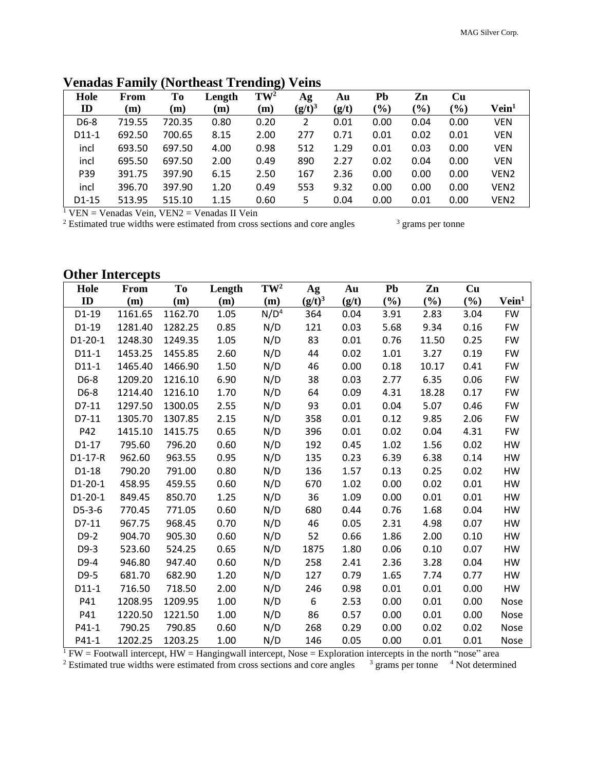## Venadas Family (Northeast Trending) Veins

| Hole ID | From (m) | To (m) | Length (m) | TW[2] (m) | Ag (g/t)[3] | Au (g/t) | Pb (%) | Zn (%) | Cu (%) | Vein[1] |
|---|---|---|---|---|---|---|---|---|---|---|
| D6-8 | 719.55 | 720.35 | 0.80 | 0.20 | 2 | 0.01 | 0.00 | 0.04 | 0.00 | VEN |
| D11-1 | 692.50 | 700.65 | 8.15 | 2.00 | 277 | 0.71 | 0.01 | 0.02 | 0.01 | VEN |
| incl | 693.50 | 697.50 | 4.00 | 0.98 | 512 | 1.29 | 0.01 | 0.03 | 0.00 | VEN |
| incl | 695.50 | 697.50 | 2.00 | 0.49 | 890 | 2.27 | 0.02 | 0.04 | 0.00 | VEN |
| P39 | 391.75 | 397.90 | 6.15 | 2.50 | 167 | 2.36 | 0.00 | 0.00 | 0.00 | VEN2 |
| incl | 396.70 | 397.90 | 1.20 | 0.49 | 553 | 9.32 | 0.00 | 0.00 | 0.00 | VEN2 |
| D1-15 | 513.95 | 515.10 | 1.15 | 0.60 | 5 | 0.04 | 0.00 | 0.01 | 0.00 | VEN2 |

[1] VEN = Venadas Vein, VEN2 = Venadas II Vein
[2] Estimated true widths were estimated from cross sections and core angles [3] grams per tonne

## Other Intercepts

| Hole ID | From (m) | To (m) | Length (m) | TW[2] (m) | Ag (g/t)[3] | Au (g/t) | Pb (%) | Zn (%) | Cu (%) | Vein[1] |
|---|---|---|---|---|---|---|---|---|---|---|
| D1-19 | 1161.65 | 1162.70 | 1.05 | N/D[4] | 364 | 0.04 | 3.91 | 2.83 | 3.04 | FW |
| D1-19 | 1281.40 | 1282.25 | 0.85 | N/D | 121 | 0.03 | 5.68 | 9.34 | 0.16 | FW |
| D1-20-1 | 1248.30 | 1249.35 | 1.05 | N/D | 83 | 0.01 | 0.76 | 11.50 | 0.25 | FW |
| D11-1 | 1453.25 | 1455.85 | 2.60 | N/D | 44 | 0.02 | 1.01 | 3.27 | 0.19 | FW |
| D11-1 | 1465.40 | 1466.90 | 1.50 | N/D | 46 | 0.00 | 0.18 | 10.17 | 0.41 | FW |
| D6-8 | 1209.20 | 1216.10 | 6.90 | N/D | 38 | 0.03 | 2.77 | 6.35 | 0.06 | FW |
| D6-8 | 1214.40 | 1216.10 | 1.70 | N/D | 64 | 0.09 | 4.31 | 18.28 | 0.17 | FW |
| D7-11 | 1297.50 | 1300.05 | 2.55 | N/D | 93 | 0.01 | 0.04 | 5.07 | 0.46 | FW |
| D7-11 | 1305.70 | 1307.85 | 2.15 | N/D | 358 | 0.01 | 0.12 | 9.85 | 2.06 | FW |
| P42 | 1415.10 | 1415.75 | 0.65 | N/D | 396 | 0.01 | 0.02 | 0.04 | 4.31 | FW |
| D1-17 | 795.60 | 796.20 | 0.60 | N/D | 192 | 0.45 | 1.02 | 1.56 | 0.02 | HW |
| D1-17-R | 962.60 | 963.55 | 0.95 | N/D | 135 | 0.23 | 6.39 | 6.38 | 0.14 | HW |
| D1-18 | 790.20 | 791.00 | 0.80 | N/D | 136 | 1.57 | 0.13 | 0.25 | 0.02 | HW |
| D1-20-1 | 458.95 | 459.55 | 0.60 | N/D | 670 | 1.02 | 0.00 | 0.02 | 0.01 | HW |
| D1-20-1 | 849.45 | 850.70 | 1.25 | N/D | 36 | 1.09 | 0.00 | 0.01 | 0.01 | HW |
| D5-3-6 | 770.45 | 771.05 | 0.60 | N/D | 680 | 0.44 | 0.76 | 1.68 | 0.04 | HW |
| D7-11 | 967.75 | 968.45 | 0.70 | N/D | 46 | 0.05 | 2.31 | 4.98 | 0.07 | HW |
| D9-2 | 904.70 | 905.30 | 0.60 | N/D | 52 | 0.66 | 1.86 | 2.00 | 0.10 | HW |
| D9-3 | 523.60 | 524.25 | 0.65 | N/D | 1875 | 1.80 | 0.06 | 0.10 | 0.07 | HW |
| D9-4 | 946.80 | 947.40 | 0.60 | N/D | 258 | 2.41 | 2.36 | 3.28 | 0.04 | HW |
| D9-5 | 681.70 | 682.90 | 1.20 | N/D | 127 | 0.79 | 1.65 | 7.74 | 0.77 | HW |
| D11-1 | 716.50 | 718.50 | 2.00 | N/D | 246 | 0.98 | 0.01 | 0.01 | 0.00 | HW |
| P41 | 1208.95 | 1209.95 | 1.00 | N/D | 6 | 2.53 | 0.00 | 0.01 | 0.00 | Nose |
| P41 | 1220.50 | 1221.50 | 1.00 | N/D | 86 | 0.57 | 0.00 | 0.01 | 0.00 | Nose |
| P41-1 | 790.25 | 790.85 | 0.60 | N/D | 268 | 0.29 | 0.00 | 0.02 | 0.02 | Nose |
| P41-1 | 1202.25 | 1203.25 | 1.00 | N/D | 146 | 0.05 | 0.00 | 0.01 | 0.01 | Nose |

[1] FW = Footwall intercept, HW = Hangingwall intercept, Nose = Exploration intercepts in the north "nose" area
[2] Estimated true widths were estimated from cross sections and core angles [3] grams per tonne [4] Not determined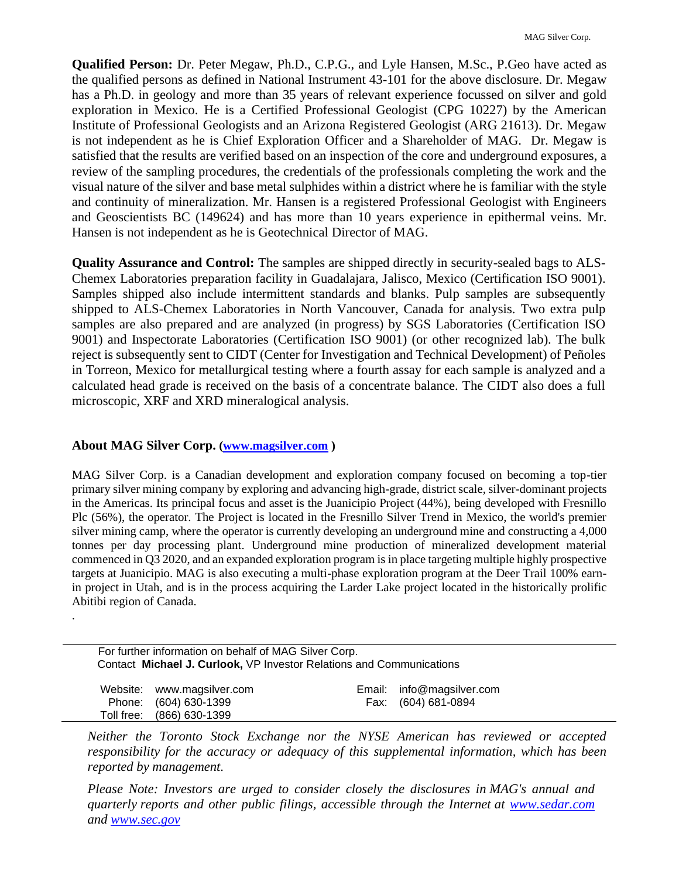**Qualified Person:** Dr. Peter Megaw, Ph.D., C.P.G., and Lyle Hansen, M.Sc., P.Geo have acted as the qualified persons as defined in National Instrument 43-101 for the above disclosure. Dr. Megaw has a Ph.D. in geology and more than 35 years of relevant experience focussed on silver and gold exploration in Mexico. He is a Certified Professional Geologist (CPG 10227) by the American Institute of Professional Geologists and an Arizona Registered Geologist (ARG 21613). Dr. Megaw is not independent as he is Chief Exploration Officer and a Shareholder of MAG. Dr. Megaw is satisfied that the results are verified based on an inspection of the core and underground exposures, a review of the sampling procedures, the credentials of the professionals completing the work and the visual nature of the silver and base metal sulphides within a district where he is familiar with the style and continuity of mineralization. Mr. Hansen is a registered Professional Geologist with Engineers and Geoscientists BC (149624) and has more than 10 years experience in epithermal veins. Mr. Hansen is not independent as he is Geotechnical Director of MAG.

**Quality Assurance and Control:** The samples are shipped directly in security-sealed bags to ALS-Chemex Laboratories preparation facility in Guadalajara, Jalisco, Mexico (Certification ISO 9001). Samples shipped also include intermittent standards and blanks. Pulp samples are subsequently shipped to ALS-Chemex Laboratories in North Vancouver, Canada for analysis. Two extra pulp samples are also prepared and are analyzed (in progress) by SGS Laboratories (Certification ISO 9001) and Inspectorate Laboratories (Certification ISO 9001) (or other recognized lab). The bulk reject is subsequently sent to CIDT (Center for Investigation and Technical Development) of Peñoles in Torreon, Mexico for metallurgical testing where a fourth assay for each sample is analyzed and a calculated head grade is received on the basis of a concentrate balance. The CIDT also does a full microscopic, XRF and XRD mineralogical analysis.

## About MAG Silver Corp. (www.magsilver.com )

MAG Silver Corp. is a Canadian development and exploration company focused on becoming a top-tier primary silver mining company by exploring and advancing high-grade, district scale, silver-dominant projects in the Americas. Its principal focus and asset is the Juanicipio Project (44%), being developed with Fresnillo Plc (56%), the operator. The Project is located in the Fresnillo Silver Trend in Mexico, the world's premier silver mining camp, where the operator is currently developing an underground mine and constructing a 4,000 tonnes per day processing plant. Underground mine production of mineralized development material commenced in Q3 2020, and an expanded exploration program is in place targeting multiple highly prospective targets at Juanicipio. MAG is also executing a multi-phase exploration program at the Deer Trail 100% earn-in project in Utah, and is in the process acquiring the Larder Lake project located in the historically prolific Abitibi region of Canada.

.

For further information on behalf of MAG Silver Corp.
Contact **Michael J. Curlook,** VP Investor Relations and Communications

Website: www.magsilver.com
Phone: (604) 630-1399
Toll free: (866) 630-1399
Email: info@magsilver.com
Fax: (604) 681-0894

*Neither the Toronto Stock Exchange nor the NYSE American has reviewed or accepted responsibility for the accuracy or adequacy of this supplemental information, which has been reported by management.*

*Please Note: Investors are urged to consider closely the disclosures in MAG's annual and quarterly reports and other public filings, accessible through the Internet at www.sedar.com and www.sec.gov*